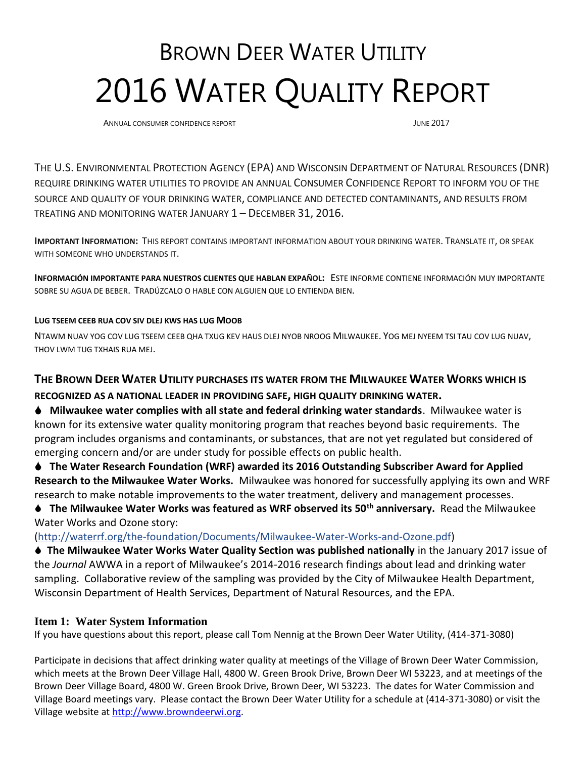# BROWN DEER WATER UTILITY

# 2016 WATER QUALITY REPORT

ANNUAL CONSUMER CONFIDENCE REPORT JUNE 2017

THE U.S. ENVIRONMENTAL PROTECTION AGENCY (EPA) AND WISCONSIN DEPARTMENT OF NATURAL RESOURCES (DNR) REQUIRE DRINKING WATER UTILITIES TO PROVIDE AN ANNUAL CONSUMER CONFIDENCE REPORT TO INFORM YOU OF THE SOURCE AND QUALITY OF YOUR DRINKING WATER, COMPLIANCE AND DETECTED CONTAMINANTS, AND RESULTS FROM TREATING AND MONITORING WATER JANUARY 1 – DECEMBER 31, 2016.

**IMPORTANT INFORMATION:** THIS REPORT CONTAINS IMPORTANT INFORMATION ABOUT YOUR DRINKING WATER. TRANSLATE IT, OR SPEAK WITH SOMEONE WHO UNDERSTANDS IT.

**INFORMACIÓN IMPORTANTE PARA NUESTROS CLIENTES QUE HABLAN EXPAÑOL:** ESTE INFORME CONTIENE INFORMACIÓN MUY IMPORTANTE SOBRE SU AGUA DE BEBER. TRADÚZCALO O HABLE CON ALGUIEN QUE LO ENTIENDA BIEN.

**LUG TSEEM CEEB RUA COV SIV DLEJ KWS HAS LUG MOOB**

NTAWM NUAV YOG COV LUG TSEEM CEEB QHA TXUG KEV HAUS DLEJ NYOB NROOG MILWAUKEE. YOG MEJ NYEEM TSI TAU COV LUG NUAV, THOV LWM TUG TXHAIS RUA MEJ.

**THE BROWN DEER WATER UTILITY PURCHASES ITS WATER FROM THE MILWAUKEE WATER WORKS WHICH IS RECOGNIZED AS A NATIONAL LEADER IN PROVIDING SAFE, HIGH QUALITY DRINKING WATER.**

- **Milwaukee water complies with all state and federal drinking water standards**. Milwaukee water is known for its extensive water quality monitoring program that reaches beyond basic requirements. The program includes organisms and contaminants, or substances, that are not yet regulated but considered of emerging concern and/or are under study for possible effects on public health.
- **The Water Research Foundation (WRF) awarded its 2016 Outstanding Subscriber Award for Applied Research to the Milwaukee Water Works.** Milwaukee was honored for successfully applying its own and WRF research to make notable improvements to the water treatment, delivery and management processes.
- **The Milwaukee Water Works was featured as WRF observed its 50th anniversary.** Read the Milwaukee Water Works and Ozone story: (http://waterrf.org/the-foundation/Documents/Milwaukee-Water-Works-and-Ozone.pdf)
- **The Milwaukee Water Works Water Quality Section was published nationally** in the January 2017 issue of the *Journal* AWWA in a report of Milwaukee's 2014-2016 research findings about lead and drinking water sampling. Collaborative review of the sampling was provided by the City of Milwaukee Health Department, Wisconsin Department of Health Services, Department of Natural Resources, and the EPA.

## Item 1: Water System Information

If you have questions about this report, please call Tom Nennig at the Brown Deer Water Utility, (414-371-3080)

Participate in decisions that affect drinking water quality at meetings of the Village of Brown Deer Water Commission, which meets at the Brown Deer Village Hall, 4800 W. Green Brook Drive, Brown Deer WI 53223, and at meetings of the Brown Deer Village Board, 4800 W. Green Brook Drive, Brown Deer, WI 53223. The dates for Water Commission and Village Board meetings vary. Please contact the Brown Deer Water Utility for a schedule at (414-371-3080) or visit the Village website at http://www.browndeerwi.org.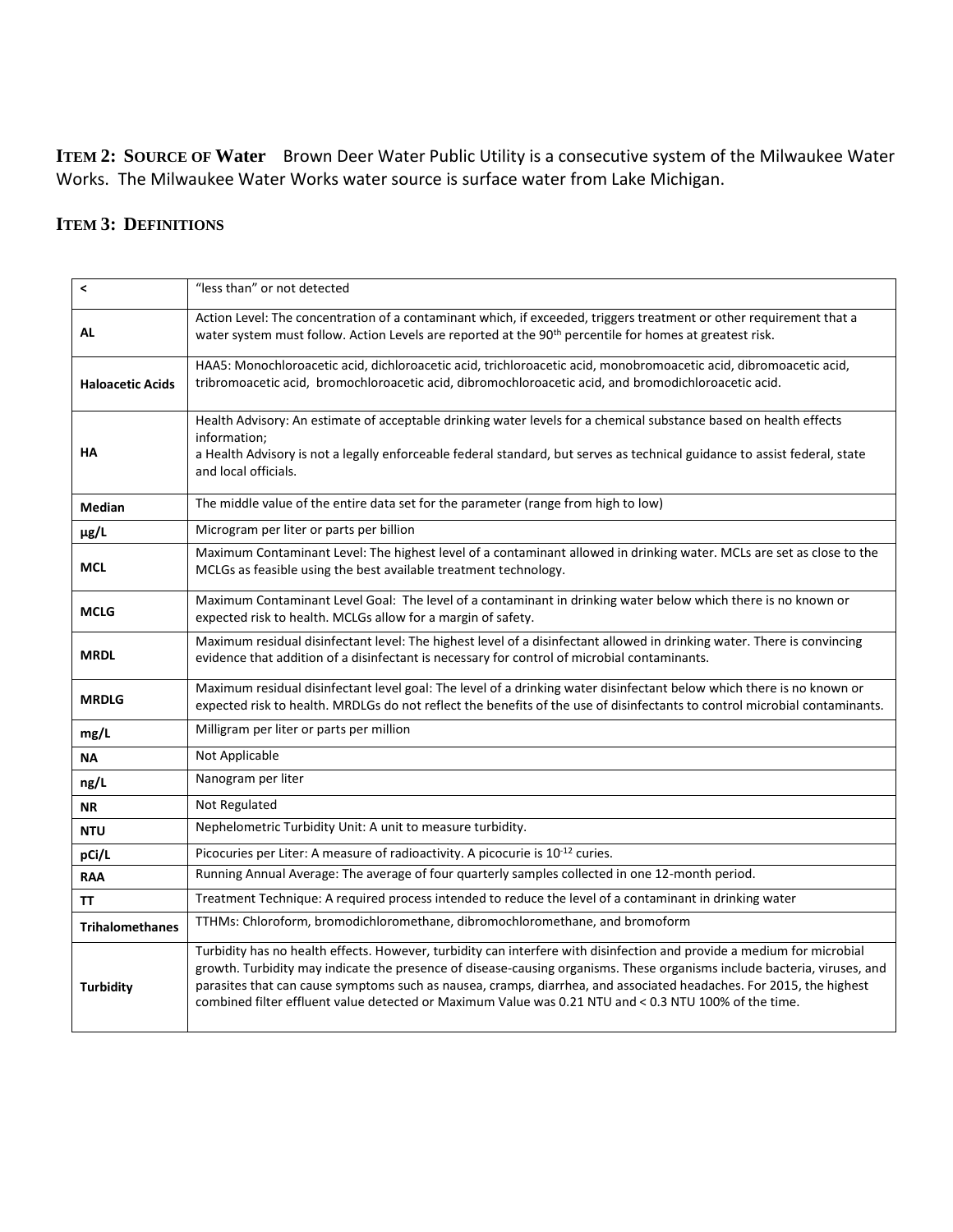**ITEM 2: SOURCE OF Water** Brown Deer Water Public Utility is a consecutive system of the Milwaukee Water Works. The Milwaukee Water Works water source is surface water from Lake Michigan.

## ITEM 3: DEFINITIONS

| | |
|---|---|
| **<** | "less than" or not detected |
| **AL** | Action Level: The concentration of a contaminant which, if exceeded, triggers treatment or other requirement that a water system must follow. Action Levels are reported at the 90th percentile for homes at greatest risk. |
| **Haloacetic Acids** | HAA5: Monochloroacetic acid, dichloroacetic acid, trichloroacetic acid, monobromoacetic acid, dibromoacetic acid, tribromoacetic acid, bromochloroacetic acid, dibromochloroacetic acid, and bromodichloroacetic acid. |
| **HA** | Health Advisory: An estimate of acceptable drinking water levels for a chemical substance based on health effects information; a Health Advisory is not a legally enforceable federal standard, but serves as technical guidance to assist federal, state and local officials. |
| **Median** | The middle value of the entire data set for the parameter (range from high to low) |
| **µg/L** | Microgram per liter or parts per billion |
| **MCL** | Maximum Contaminant Level: The highest level of a contaminant allowed in drinking water. MCLs are set as close to the MCLGs as feasible using the best available treatment technology. |
| **MCLG** | Maximum Contaminant Level Goal: The level of a contaminant in drinking water below which there is no known or expected risk to health. MCLGs allow for a margin of safety. |
| **MRDL** | Maximum residual disinfectant level: The highest level of a disinfectant allowed in drinking water. There is convincing evidence that addition of a disinfectant is necessary for control of microbial contaminants. |
| **MRDLG** | Maximum residual disinfectant level goal: The level of a drinking water disinfectant below which there is no known or expected risk to health. MRDLGs do not reflect the benefits of the use of disinfectants to control microbial contaminants. |
| **mg/L** | Milligram per liter or parts per million |
| **NA** | Not Applicable |
| **ng/L** | Nanogram per liter |
| **NR** | Not Regulated |
| **NTU** | Nephelometric Turbidity Unit: A unit to measure turbidity. |
| **pCi/L** | Picocuries per Liter: A measure of radioactivity. A picocurie is $10^{-12}$ curies. |
| **RAA** | Running Annual Average: The average of four quarterly samples collected in one 12-month period. |
| **TT** | Treatment Technique: A required process intended to reduce the level of a contaminant in drinking water |
| **Trihalomethanes** | TTHMs: Chloroform, bromodichloromethane, dibromochloromethane, and bromoform |
| **Turbidity** | Turbidity has no health effects. However, turbidity can interfere with disinfection and provide a medium for microbial growth. Turbidity may indicate the presence of disease-causing organisms. These organisms include bacteria, viruses, and parasites that can cause symptoms such as nausea, cramps, diarrhea, and associated headaches. For 2015, the highest combined filter effluent value detected or Maximum Value was 0.21 NTU and < 0.3 NTU 100% of the time. |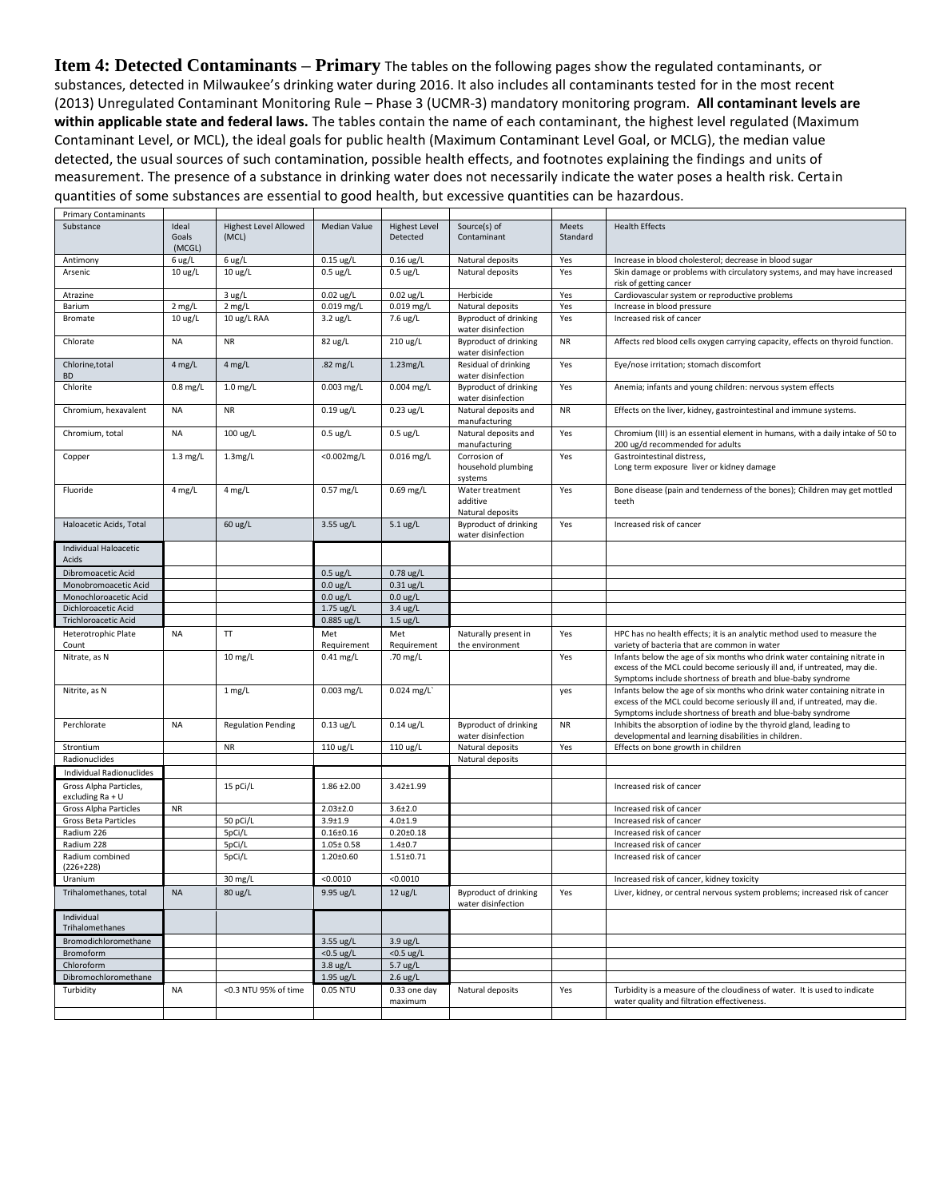**Item 4: Detected Contaminants – Primary** The tables on the following pages show the regulated contaminants, or substances, detected in Milwaukee's drinking water during 2016. It also includes all contaminants tested for in the most recent (2013) Unregulated Contaminant Monitoring Rule – Phase 3 (UCMR-3) mandatory monitoring program. **All contaminant levels are within applicable state and federal laws.** The tables contain the name of each contaminant, the highest level regulated (Maximum Contaminant Level, or MCL), the ideal goals for public health (Maximum Contaminant Level Goal, or MCLG), the median value detected, the usual sources of such contamination, possible health effects, and footnotes explaining the findings and units of measurement. The presence of a substance in drinking water does not necessarily indicate the water poses a health risk. Certain quantities of some substances are essential to good health, but excessive quantities can be hazardous.

| Primary Contaminants | | | | | | | |
|---|---|---|---|---|---|---|---|
| Substance | Ideal Goals (MCGL) | Highest Level Allowed (MCL) | Median Value | Highest Level Detected | Source(s) of Contaminant | Meets Standard | Health Effects |
| Antimony | 6 ug/L | 6 ug/L | 0.15 ug/L | 0.16 ug/L | Natural deposits | Yes | Increase in blood cholesterol; decrease in blood sugar |
| Arsenic | 10 ug/L | 10 ug/L | 0.5 ug/L | 0.5 ug/L | Natural deposits | Yes | Skin damage or problems with circulatory systems, and may have increased risk of getting cancer |
| Atrazine | | 3 ug/L | 0.02 ug/L | 0.02 ug/L | Herbicide | Yes | Cardiovascular system or reproductive problems |
| Barium | 2 mg/L | 2 mg/L | 0.019 mg/L | 0.019 mg/L | Natural deposits | Yes | Increase in blood pressure |
| Bromate | 10 ug/L | 10 ug/L RAA | 3.2 ug/L | 7.6 ug/L | Byproduct of drinking water disinfection | Yes | Increased risk of cancer |
| Chlorate | NA | NR | 82 ug/L | 210 ug/L | Byproduct of drinking water disinfection | NR | Affects red blood cells oxygen carrying capacity, effects on thyroid function. |
| Chlorine,total BD | 4 mg/L | 4 mg/L | .82 mg/L | 1.23mg/L | Residual of drinking water disinfection | Yes | Eye/nose irritation; stomach discomfort |
| Chlorite | 0.8 mg/L | 1.0 mg/L | 0.003 mg/L | 0.004 mg/L | Byproduct of drinking water disinfection | Yes | Anemia; infants and young children: nervous system effects |
| Chromium, hexavalent | NA | NR | 0.19 ug/L | 0.23 ug/L | Natural deposits and manufacturing | NR | Effects on the liver, kidney, gastrointestinal and immune systems. |
| Chromium, total | NA | 100 ug/L | 0.5 ug/L | 0.5 ug/L | Natural deposits and manufacturing | Yes | Chromium (III) is an essential element in humans, with a daily intake of 50 to 200 ug/d recommended for adults |
| Copper | 1.3 mg/L | 1.3mg/L | <0.002mg/L | 0.016 mg/L | Corrosion of household plumbing systems | Yes | Gastrointestinal distress, Long term exposure liver or kidney damage |
| Fluoride | 4 mg/L | 4 mg/L | 0.57 mg/L | 0.69 mg/L | Water treatment additive Natural deposits | Yes | Bone disease (pain and tenderness of the bones); Children may get mottled teeth |
| Haloacetic Acids, Total | | 60 ug/L | 3.55 ug/L | 5.1 ug/L | Byproduct of drinking water disinfection | Yes | Increased risk of cancer |
| Individual Haloacetic Acids | | | | | | | |
| Dibromoacetic Acid | | | 0.5 ug/L | 0.78 ug/L | | | |
| Monobromoacetic Acid | | | 0.0 ug/L | 0.31 ug/L | | | |
| Monochloroacetic Acid | | | 0.0 ug/L | 0.0 ug/L | | | |
| Dichloroacetic Acid | | | 1.75 ug/L | 3.4 ug/L | | | |
| Trichloroacetic Acid | | | 0.885 ug/L | 1.5 ug/L | | | |
| Heterotrophic Plate Count | NA | TT | Met Requirement | Met Requirement | Naturally present in the environment | Yes | HPC has no health effects; it is an analytic method used to measure the variety of bacteria that are common in water |
| Nitrate, as N | | 10 mg/L | 0.41 mg/L | .70 mg/L | | Yes | Infants below the age of six months who drink water containing nitrate in excess of the MCL could become seriously ill and, if untreated, may die. Symptoms include shortness of breath and blue-baby syndrome |
| Nitrite, as N | | 1 mg/L | 0.003 mg/L | 0.024 mg/L` | | yes | Infants below the age of six months who drink water containing nitrate in excess of the MCL could become seriously ill and, if untreated, may die. Symptoms include shortness of breath and blue-baby syndrome |
| Perchlorate | NA | Regulation Pending | 0.13 ug/L | 0.14 ug/L | Byproduct of drinking water disinfection | NR | Inhibits the absorption of iodine by the thyroid gland, leading to developmental and learning disabilities in children. |
| Strontium | | NR | 110 ug/L | 110 ug/L | Natural deposits | Yes | Effects on bone growth in children |
| Radionuclides | | | | | Natural deposits | | |
| Individual Radionuclides | | | | | | | |
| Gross Alpha Particles, excluding Ra + U | | 15 pCi/L | 1.86 ±2.00 | 3.42±1.99 | | | Increased risk of cancer |
| Gross Alpha Particles | NR | | 2.03±2.0 | 3.6±2.0 | | | Increased risk of cancer |
| Gross Beta Particles | | 50 pCi/L | 3.9±1.9 | 4.0±1.9 | | | Increased risk of cancer |
| Radium 226 | | 5pCi/L | 0.16±0.16 | 0.20±0.18 | | | Increased risk of cancer |
| Radium 228 | | 5pCi/L | 1.05± 0.58 | 1.4±0.7 | | | Increased risk of cancer |
| Radium combined (226+228) | | 5pCi/L | 1.20±0.60 | 1.51±0.71 | | | Increased risk of cancer |
| Uranium | | 30 mg/L | <0.0010 | <0.0010 | | | Increased risk of cancer, kidney toxicity |
| Trihalomethanes, total | NA | 80 ug/L | 9.95 ug/L | 12 ug/L | Byproduct of drinking water disinfection | Yes | Liver, kidney, or central nervous system problems; increased risk of cancer |
| Individual Trihalomethanes | | | | | | | |
| Bromodichloromethane | | | 3.55 ug/L | 3.9 ug/L | | | |
| Bromoform | | | <0.5 ug/L | <0.5 ug/L | | | |
| Chloroform | | | 3.8 ug/L | 5.7 ug/L | | | |
| Dibromochloromethane | | | 1.95 ug/L | 2.6 ug/L | | | |
| Turbidity | NA | <0.3 NTU 95% of time | 0.05 NTU | 0.33 one day maximum | Natural deposits | Yes | Turbidity is a measure of the cloudiness of water. It is used to indicate water quality and filtration effectiveness. |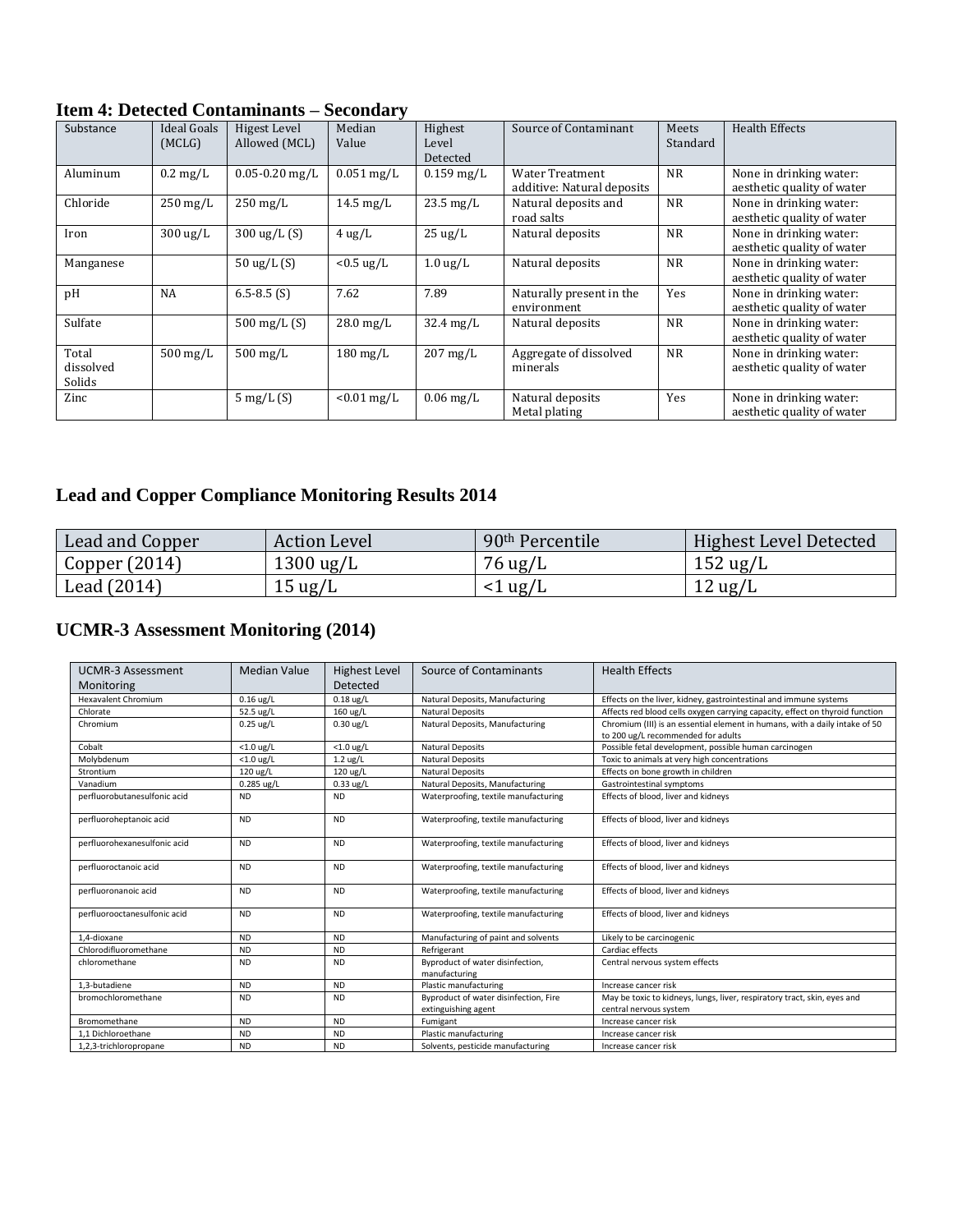## Item 4: Detected Contaminants – Secondary

| Substance | Ideal Goals (MCLG) | Higest Level Allowed (MCL) | Median Value | Highest Level Detected | Source of Contaminant | Meets Standard | Health Effects |
|---|---|---|---|---|---|---|---|
| Aluminum | 0.2 mg/L | 0.05-0.20 mg/L | 0.051 mg/L | 0.159 mg/L | Water Treatment additive: Natural deposits | NR | None in drinking water: aesthetic quality of water |
| Chloride | 250 mg/L | 250 mg/L | 14.5 mg/L | 23.5 mg/L | Natural deposits and road salts | NR | None in drinking water: aesthetic quality of water |
| Iron | 300 ug/L | 300 ug/L (S) | 4 ug/L | 25 ug/L | Natural deposits | NR | None in drinking water: aesthetic quality of water |
| Manganese | | 50 ug/L (S) | <0.5 ug/L | 1.0 ug/L | Natural deposits | NR | None in drinking water: aesthetic quality of water |
| pH | NA | 6.5-8.5 (S) | 7.62 | 7.89 | Naturally present in the environment | Yes | None in drinking water: aesthetic quality of water |
| Sulfate | | 500 mg/L (S) | 28.0 mg/L | 32.4 mg/L | Natural deposits | NR | None in drinking water: aesthetic quality of water |
| Total dissolved Solids | 500 mg/L | 500 mg/L | 180 mg/L | 207 mg/L | Aggregate of dissolved minerals | NR | None in drinking water: aesthetic quality of water |
| Zinc | | 5 mg/L (S) | <0.01 mg/L | 0.06 mg/L | Natural deposits Metal plating | Yes | None in drinking water: aesthetic quality of water |

## Lead and Copper Compliance Monitoring Results 2014

| Lead and Copper | Action Level | 90th Percentile | Highest Level Detected |
|---|---|---|---|
| Copper (2014) | 1300 ug/L | 76 ug/L | 152 ug/L |
| Lead (2014) | 15 ug/L | <1 ug/L | 12 ug/L |

## UCMR-3 Assessment Monitoring (2014)

| UCMR-3 Assessment Monitoring | Median Value | Highest Level Detected | Source of Contaminants | Health Effects |
|---|---|---|---|---|
| Hexavalent Chromium | 0.16 ug/L | 0.18 ug/L | Natural Deposits, Manufacturing | Effects on the liver, kidney, gastrointestinal and immune systems |
| Chlorate | 52.5 ug/L | 160 ug/L | Natural Deposits | Affects red blood cells oxygen carrying capacity, effect on thyroid function |
| Chromium | 0.25 ug/L | 0.30 ug/L | Natural Deposits, Manufacturing | Chromium (III) is an essential element in humans, with a daily intake of 50 to 200 ug/L recommended for adults |
| Cobalt | <1.0 ug/L | <1.0 ug/L | Natural Deposits | Possible fetal development, possible human carcinogen |
| Molybdenum | <1.0 ug/L | 1.2 ug/L | Natural Deposits | Toxic to animals at very high concentrations |
| Strontium | 120 ug/L | 120 ug/L | Natural Deposits | Effects on bone growth in children |
| Vanadium | 0.285 ug/L | 0.33 ug/L | Natural Deposits, Manufacturing | Gastrointestinal symptoms |
| perfluorobutanesulfonic acid | ND | ND | Waterproofing, textile manufacturing | Effects of blood, liver and kidneys |
| perfluoroheptanoic acid | ND | ND | Waterproofing, textile manufacturing | Effects of blood, liver and kidneys |
| perfluorohexanesulfonic acid | ND | ND | Waterproofing, textile manufacturing | Effects of blood, liver and kidneys |
| perfluoroctanoic acid | ND | ND | Waterproofing, textile manufacturing | Effects of blood, liver and kidneys |
| perfluorononanoic acid | ND | ND | Waterproofing, textile manufacturing | Effects of blood, liver and kidneys |
| perfluorooctanesulfonic acid | ND | ND | Waterproofing, textile manufacturing | Effects of blood, liver and kidneys |
| 1,4-dioxane | ND | ND | Manufacturing of paint and solvents | Likely to be carcinogenic |
| Chlorodifluoromethane | ND | ND | Refrigerant | Cardiac effects |
| chloromethane | ND | ND | Byproduct of water disinfection, manufacturing | Central nervous system effects |
| 1,3-butadiene | ND | ND | Plastic manufacturing | Increase cancer risk |
| bromochloromethane | ND | ND | Byproduct of water disinfection, Fire extinguishing agent | May be toxic to kidneys, lungs, liver, respiratory tract, skin, eyes and central nervous system |
| Bromomethane | ND | ND | Fumigant | Increase cancer risk |
| 1,1 Dichloroethane | ND | ND | Plastic manufacturing | Increase cancer risk |
| 1,2,3-trichloropropane | ND | ND | Solvents, pesticide manufacturing | Increase cancer risk |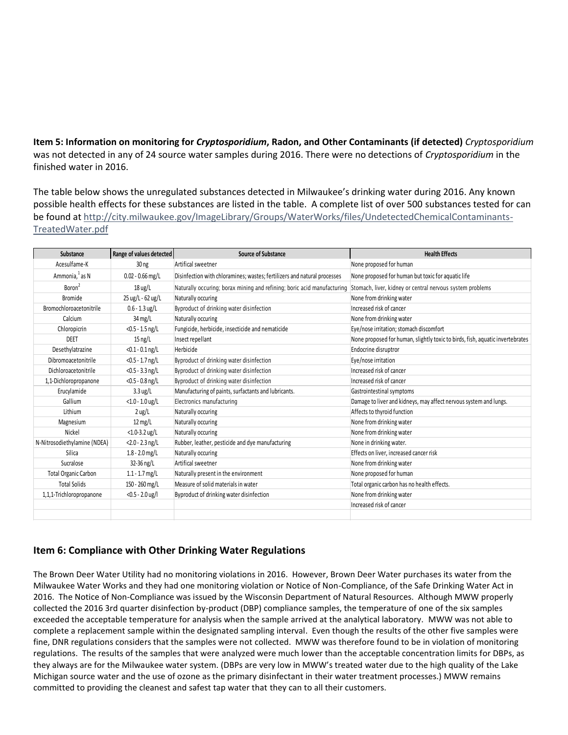**Item 5: Information on monitoring for *Cryptosporidium*, Radon, and Other Contaminants (if detected)** *Cryptosporidium* was not detected in any of 24 source water samples during 2016. There were no detections of *Cryptosporidium* in the finished water in 2016.

The table below shows the unregulated substances detected in Milwaukee's drinking water during 2016. Any known possible health effects for these substances are listed in the table. A complete list of over 500 substances tested for can be found at http://city.milwaukee.gov/ImageLibrary/Groups/WaterWorks/files/UndetectedChemicalContaminants-TreatedWater.pdf

| Substance | Range of values detected | Source of Substance | Health Effects |
|---|---|---|---|
| Acesulfame-K | 30 ng | Artifical sweetner | None proposed for human |
| Ammonia,[1] as N | 0.02 - 0.66 mg/L | Disinfection with chloramines; wastes; fertilizers and natural processes | None proposed for human but toxic for aquatic life |
| Boron[2] | 18 ug/L | Naturally occuring; borax mining and refining; boric acid manufacturing | Stomach, liver, kidney or central nervous system problems |
| Bromide | 25 ug/L - 62 ug/L | Naturally occuring | None from drinking water |
| Bromochloroacetonitrile | 0.6 - 1.3 ug/L | Byproduct of drinking water disinfection | Increased risk of cancer |
| Calcium | 34 mg/L | Naturally occuring | None from drinking water |
| Chloropicrin | <0.5 - 1.5 ng/L | Fungicide, herbicide, insecticide and nematicide | Eye/nose irritation; stomach discomfort |
| DEET | 15 ng/L | Insect repellant | None proposed for human, slightly toxic to birds, fish, aquatic invertebrates |
| Desethylatrazine | <0.1 - 0.1 ng/L | Herbicide | Endocrine disruptror |
| Dibromoacetonitrile | <0.5 - 1.7 ng/L | Byproduct of drinking water disinfection | Eye/nose irritation |
| Dichloroacetonitrile | <0.5 - 3.3 ng/L | Byproduct of drinking water disinfection | Increased risk of cancer |
| 1,1-Dichloropropanone | <0.5 - 0.8 ng/L | Byproduct of drinking water disinfection | Increased risk of cancer |
| Erucylamide | 3.3 ug/L | Manufacturing of paints, surfactants and lubricants. | Gastrointestinal symptoms |
| Gallium | <1.0 - 1.0 ug/L | Electronics manufacturing | Damage to liver and kidneys, may affect nervous system and lungs. |
| Lithium | 2 ug/L | Naturally occuring | Affects to thyroid function |
| Magnesium | 12 mg/L | Naturally occuring | None from drinking water |
| Nickel | <1.0-3.2 ug/L | Naturally occuring | None from drinking water |
| N-Nitrosodiethylamine (NDEA) | <2.0 - 2.3 ng/L | Rubber, leather, pesticide and dye manufacturing | None in drinking water. |
| Silica | 1.8 - 2.0 mg/L | Naturally occuring | Effects on liver, increased cancer risk |
| Sucralose | 32-36 ng/L | Artifical sweetner | None from drinking water |
| Total Organic Carbon | 1.1 - 1.7 mg/L | Naturally present in the environment | None proposed for human |
| Total Solids | 150 - 260 mg/L | Measure of solid materials in water | Total organic carbon has no health effects. |
| 1,1,1-Trichloropropanone | <0.5 - 2.0 ug/l | Byproduct of drinking water disinfection | None from drinking water |
| | | | Increased risk of cancer |
| | | | |

## Item 6: Compliance with Other Drinking Water Regulations

The Brown Deer Water Utility had no monitoring violations in 2016. However, Brown Deer Water purchases its water from the Milwaukee Water Works and they had one monitoring violation or Notice of Non-Compliance, of the Safe Drinking Water Act in 2016. The Notice of Non-Compliance was issued by the Wisconsin Department of Natural Resources. Although MWW properly collected the 2016 3rd quarter disinfection by-product (DBP) compliance samples, the temperature of one of the six samples exceeded the acceptable temperature for analysis when the sample arrived at the analytical laboratory. MWW was not able to complete a replacement sample within the designated sampling interval. Even though the results of the other five samples were fine, DNR regulations considers that the samples were not collected. MWW was therefore found to be in violation of monitoring regulations. The results of the samples that were analyzed were much lower than the acceptable concentration limits for DBPs, as they always are for the Milwaukee water system. (DBPs are very low in MWW's treated water due to the high quality of the Lake Michigan source water and the use of ozone as the primary disinfectant in their water treatment processes.) MWW remains committed to providing the cleanest and safest tap water that they can to all their customers.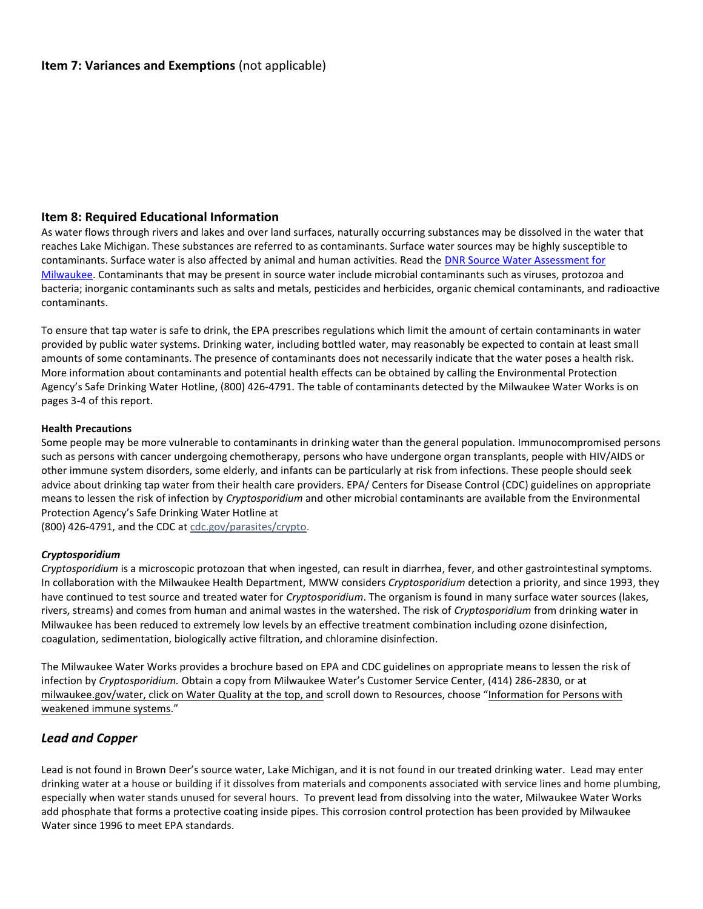## Item 7: Variances and Exemptions (not applicable)

## Item 8: Required Educational Information

As water flows through rivers and lakes and over land surfaces, naturally occurring substances may be dissolved in the water that reaches Lake Michigan. These substances are referred to as contaminants. Surface water sources may be highly susceptible to contaminants. Surface water is also affected by animal and human activities. Read the DNR Source Water Assessment for Milwaukee. Contaminants that may be present in source water include microbial contaminants such as viruses, protozoa and bacteria; inorganic contaminants such as salts and metals, pesticides and herbicides, organic chemical contaminants, and radioactive contaminants.

To ensure that tap water is safe to drink, the EPA prescribes regulations which limit the amount of certain contaminants in water provided by public water systems. Drinking water, including bottled water, may reasonably be expected to contain at least small amounts of some contaminants. The presence of contaminants does not necessarily indicate that the water poses a health risk. More information about contaminants and potential health effects can be obtained by calling the Environmental Protection Agency's Safe Drinking Water Hotline, (800) 426-4791. The table of contaminants detected by the Milwaukee Water Works is on pages 3-4 of this report.

#### Health Precautions

Some people may be more vulnerable to contaminants in drinking water than the general population. Immunocompromised persons such as persons with cancer undergoing chemotherapy, persons who have undergone organ transplants, people with HIV/AIDS or other immune system disorders, some elderly, and infants can be particularly at risk from infections. These people should seek advice about drinking tap water from their health care providers. EPA/ Centers for Disease Control (CDC) guidelines on appropriate means to lessen the risk of infection by *Cryptosporidium* and other microbial contaminants are available from the Environmental Protection Agency's Safe Drinking Water Hotline at
(800) 426-4791, and the CDC at cdc.gov/parasites/crypto.

#### *Cryptosporidium*

*Cryptosporidium* is a microscopic protozoan that when ingested, can result in diarrhea, fever, and other gastrointestinal symptoms. In collaboration with the Milwaukee Health Department, MWW considers *Cryptosporidium* detection a priority, and since 1993, they have continued to test source and treated water for *Cryptosporidium*. The organism is found in many surface water sources (lakes, rivers, streams) and comes from human and animal wastes in the watershed. The risk of *Cryptosporidium* from drinking water in Milwaukee has been reduced to extremely low levels by an effective treatment combination including ozone disinfection, coagulation, sedimentation, biologically active filtration, and chloramine disinfection.

The Milwaukee Water Works provides a brochure based on EPA and CDC guidelines on appropriate means to lessen the risk of infection by *Cryptosporidium.* Obtain a copy from Milwaukee Water's Customer Service Center, (414) 286-2830, or at milwaukee.gov/water, click on Water Quality at the top, and scroll down to Resources, choose "Information for Persons with weakened immune systems."

### *Lead and Copper*

Lead is not found in Brown Deer's source water, Lake Michigan, and it is not found in our treated drinking water. Lead may enter drinking water at a house or building if it dissolves from materials and components associated with service lines and home plumbing, especially when water stands unused for several hours. To prevent lead from dissolving into the water, Milwaukee Water Works add phosphate that forms a protective coating inside pipes. This corrosion control protection has been provided by Milwaukee Water since 1996 to meet EPA standards.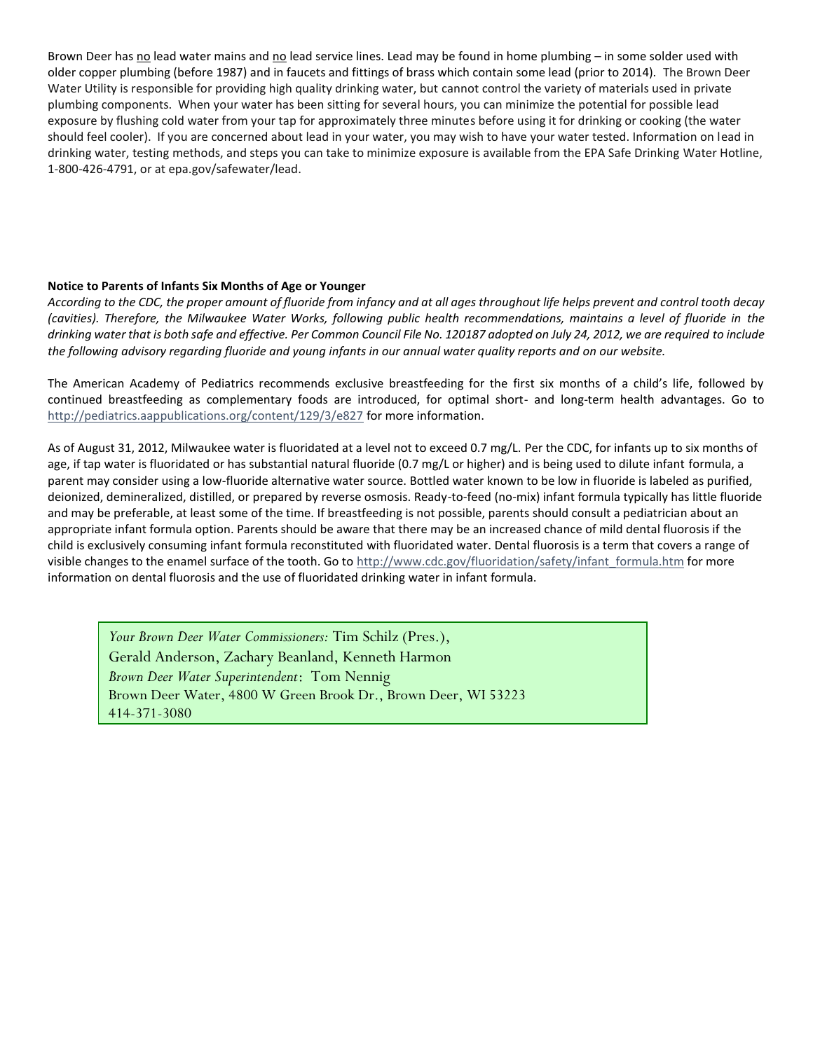Brown Deer has no lead water mains and no lead service lines. Lead may be found in home plumbing – in some solder used with older copper plumbing (before 1987) and in faucets and fittings of brass which contain some lead (prior to 2014). The Brown Deer Water Utility is responsible for providing high quality drinking water, but cannot control the variety of materials used in private plumbing components. When your water has been sitting for several hours, you can minimize the potential for possible lead exposure by flushing cold water from your tap for approximately three minutes before using it for drinking or cooking (the water should feel cooler). If you are concerned about lead in your water, you may wish to have your water tested. Information on lead in drinking water, testing methods, and steps you can take to minimize exposure is available from the EPA Safe Drinking Water Hotline, 1-800-426-4791, or at epa.gov/safewater/lead.

**Notice to Parents of Infants Six Months of Age or Younger**

*According to the CDC, the proper amount of fluoride from infancy and at all ages throughout life helps prevent and control tooth decay (cavities). Therefore, the Milwaukee Water Works, following public health recommendations, maintains a level of fluoride in the drinking water that is both safe and effective. Per Common Council File No. 120187 adopted on July 24, 2012, we are required to include the following advisory regarding fluoride and young infants in our annual water quality reports and on our website.*

The American Academy of Pediatrics recommends exclusive breastfeeding for the first six months of a child's life, followed by continued breastfeeding as complementary foods are introduced, for optimal short- and long-term health advantages. Go to http://pediatrics.aappublications.org/content/129/3/e827 for more information.

As of August 31, 2012, Milwaukee water is fluoridated at a level not to exceed 0.7 mg/L. Per the CDC, for infants up to six months of age, if tap water is fluoridated or has substantial natural fluoride (0.7 mg/L or higher) and is being used to dilute infant formula, a parent may consider using a low-fluoride alternative water source. Bottled water known to be low in fluoride is labeled as purified, deionized, demineralized, distilled, or prepared by reverse osmosis. Ready-to-feed (no-mix) infant formula typically has little fluoride and may be preferable, at least some of the time. If breastfeeding is not possible, parents should consult a pediatrician about an appropriate infant formula option. Parents should be aware that there may be an increased chance of mild dental fluorosis if the child is exclusively consuming infant formula reconstituted with fluoridated water. Dental fluorosis is a term that covers a range of visible changes to the enamel surface of the tooth. Go to http://www.cdc.gov/fluoridation/safety/infant_formula.htm for more information on dental fluorosis and the use of fluoridated drinking water in infant formula.

*Your Brown Deer Water Commissioners:* Tim Schilz (Pres.),
Gerald Anderson, Zachary Beanland, Kenneth Harmon
*Brown Deer Water Superintendent*: Tom Nennig
Brown Deer Water, 4800 W Green Brook Dr., Brown Deer, WI 53223
414-371-3080